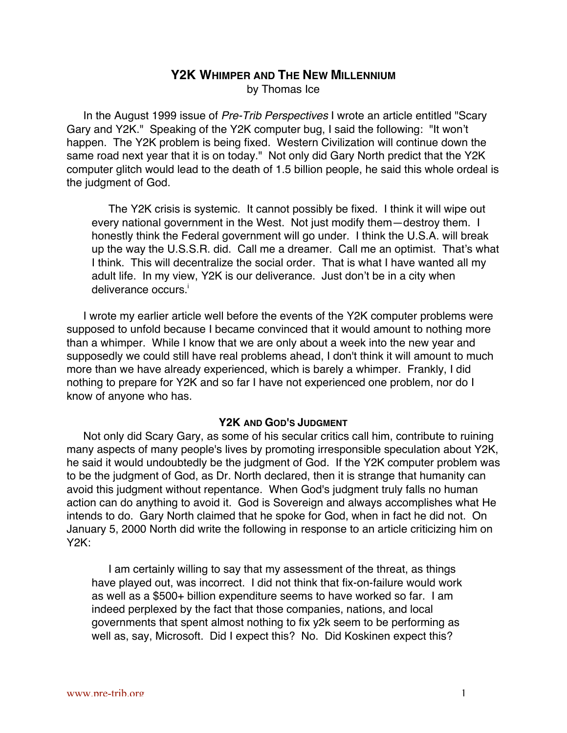# Y2K WHIMPER AND THE NEW MILLENNIUM

by Thomas Ice

In the August 1999 issue of *Pre-Trib Perspectives* I wrote an article entitled "Scary Gary and Y2K." Speaking of the Y2K computer bug, I said the following: "It won't happen. The Y2K problem is being fixed. Western Civilization will continue down the same road next year that it is on today." Not only did Gary North predict that the Y2K computer glitch would lead to the death of 1.5 billion people, he said this whole ordeal is the judgment of God.

> The Y2K crisis is systemic. It cannot possibly be fixed. I think it will wipe out every national government in the West. Not just modify them—destroy them. I honestly think the Federal government will go under. I think the U.S.A. will break up the way the U.S.S.R. did. Call me a dreamer. Call me an optimist. That's what I think. This will decentralize the social order. That is what I have wanted all my adult life. In my view, Y2K is our deliverance. Just don't be in a city when deliverance occurs.[i]

I wrote my earlier article well before the events of the Y2K computer problems were supposed to unfold because I became convinced that it would amount to nothing more than a whimper. While I know that we are only about a week into the new year and supposedly we could still have real problems ahead, I don't think it will amount to much more than we have already experienced, which is barely a whimper. Frankly, I did nothing to prepare for Y2K and so far I have not experienced one problem, nor do I know of anyone who has.

## Y2K AND GOD'S JUDGMENT

Not only did Scary Gary, as some of his secular critics call him, contribute to ruining many aspects of many people's lives by promoting irresponsible speculation about Y2K, he said it would undoubtedly be the judgment of God. If the Y2K computer problem was to be the judgment of God, as Dr. North declared, then it is strange that humanity can avoid this judgment without repentance. When God's judgment truly falls no human action can do anything to avoid it. God is Sovereign and always accomplishes what He intends to do. Gary North claimed that he spoke for God, when in fact he did not. On January 5, 2000 North did write the following in response to an article criticizing him on Y2K:

> I am certainly willing to say that my assessment of the threat, as things have played out, was incorrect. I did not think that fix-on-failure would work as well as a $500+ billion expenditure seems to have worked so far. I am indeed perplexed by the fact that those companies, nations, and local governments that spent almost nothing to fix y2k seem to be performing as well as, say, Microsoft. Did I expect this? No. Did Koskinen expect this?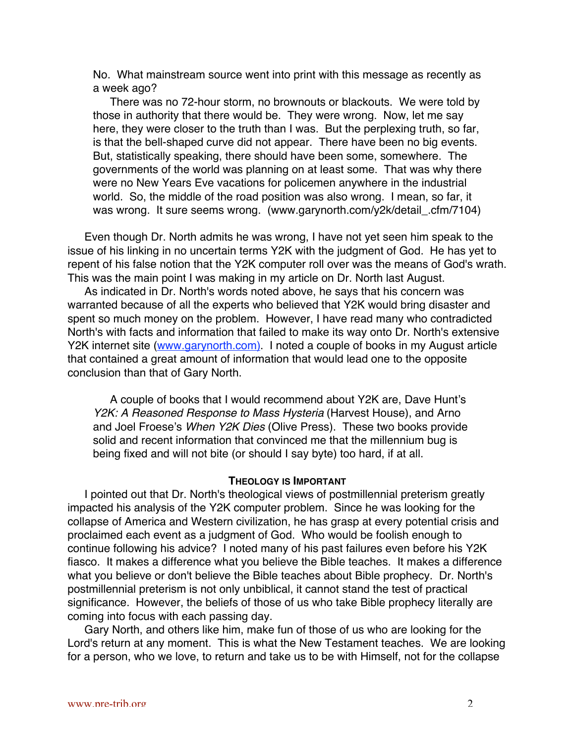> No. What mainstream source went into print with this message as recently as a week ago?
>
> There was no 72-hour storm, no brownouts or blackouts. We were told by those in authority that there would be. They were wrong. Now, let me say here, they were closer to the truth than I was. But the perplexing truth, so far, is that the bell-shaped curve did not appear. There have been no big events. But, statistically speaking, there should have been some, somewhere. The governments of the world was planning on at least some. That was why there were no New Years Eve vacations for policemen anywhere in the industrial world. So, the middle of the road position was also wrong. I mean, so far, it was wrong. It sure seems wrong. (www.garynorth.com/y2k/detail_.cfm/7104)

Even though Dr. North admits he was wrong, I have not yet seen him speak to the issue of his linking in no uncertain terms Y2K with the judgment of God. He has yet to repent of his false notion that the Y2K computer roll over was the means of God's wrath. This was the main point I was making in my article on Dr. North last August.

As indicated in Dr. North's words noted above, he says that his concern was warranted because of all the experts who believed that Y2K would bring disaster and spent so much money on the problem. However, I have read many who contradicted North's with facts and information that failed to make its way onto Dr. North's extensive Y2K internet site (www.garynorth.com). I noted a couple of books in my August article that contained a great amount of information that would lead one to the opposite conclusion than that of Gary North.

> A couple of books that I would recommend about Y2K are, Dave Hunt's *Y2K: A Reasoned Response to Mass Hysteria* (Harvest House), and Arno and Joel Froese's *When Y2K Dies* (Olive Press). These two books provide solid and recent information that convinced me that the millennium bug is being fixed and will not bite (or should I say byte) too hard, if at all.

## THEOLOGY IS IMPORTANT

I pointed out that Dr. North's theological views of postmillennial preterism greatly impacted his analysis of the Y2K computer problem. Since he was looking for the collapse of America and Western civilization, he has grasp at every potential crisis and proclaimed each event as a judgment of God. Who would be foolish enough to continue following his advice? I noted many of his past failures even before his Y2K fiasco. It makes a difference what you believe the Bible teaches. It makes a difference what you believe or don't believe the Bible teaches about Bible prophecy. Dr. North's postmillennial preterism is not only unbiblical, it cannot stand the test of practical significance. However, the beliefs of those of us who take Bible prophecy literally are coming into focus with each passing day.

Gary North, and others like him, make fun of those of us who are looking for the Lord's return at any moment. This is what the New Testament teaches. We are looking for a person, who we love, to return and take us to be with Himself, not for the collapse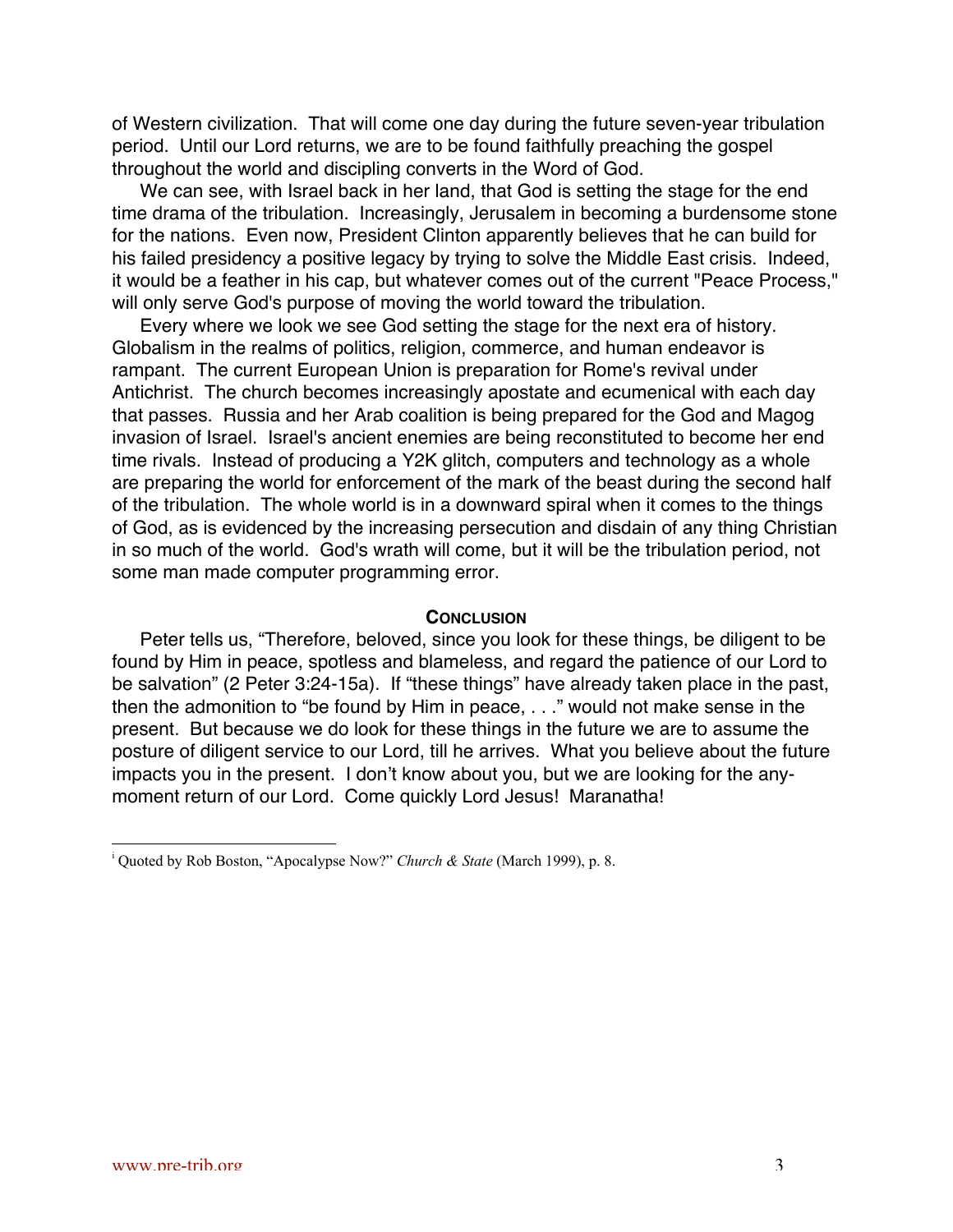of Western civilization. That will come one day during the future seven-year tribulation period. Until our Lord returns, we are to be found faithfully preaching the gospel throughout the world and discipling converts in the Word of God.

We can see, with Israel back in her land, that God is setting the stage for the end time drama of the tribulation. Increasingly, Jerusalem in becoming a burdensome stone for the nations. Even now, President Clinton apparently believes that he can build for his failed presidency a positive legacy by trying to solve the Middle East crisis. Indeed, it would be a feather in his cap, but whatever comes out of the current "Peace Process," will only serve God's purpose of moving the world toward the tribulation.

Every where we look we see God setting the stage for the next era of history. Globalism in the realms of politics, religion, commerce, and human endeavor is rampant. The current European Union is preparation for Rome's revival under Antichrist. The church becomes increasingly apostate and ecumenical with each day that passes. Russia and her Arab coalition is being prepared for the God and Magog invasion of Israel. Israel's ancient enemies are being reconstituted to become her end time rivals. Instead of producing a Y2K glitch, computers and technology as a whole are preparing the world for enforcement of the mark of the beast during the second half of the tribulation. The whole world is in a downward spiral when it comes to the things of God, as is evidenced by the increasing persecution and disdain of any thing Christian in so much of the world. God's wrath will come, but it will be the tribulation period, not some man made computer programming error.

## Conclusion

Peter tells us, "Therefore, beloved, since you look for these things, be diligent to be found by Him in peace, spotless and blameless, and regard the patience of our Lord to be salvation" (2 Peter 3:24-15a). If "these things" have already taken place in the past, then the admonition to "be found by Him in peace, . . ." would not make sense in the present. But because we do look for these things in the future we are to assume the posture of diligent service to our Lord, till he arrives. What you believe about the future impacts you in the present. I don't know about you, but we are looking for the any-moment return of our Lord. Come quickly Lord Jesus! Maranatha!

---

[i] Quoted by Rob Boston, "Apocalypse Now?" *Church & State* (March 1999), p. 8.